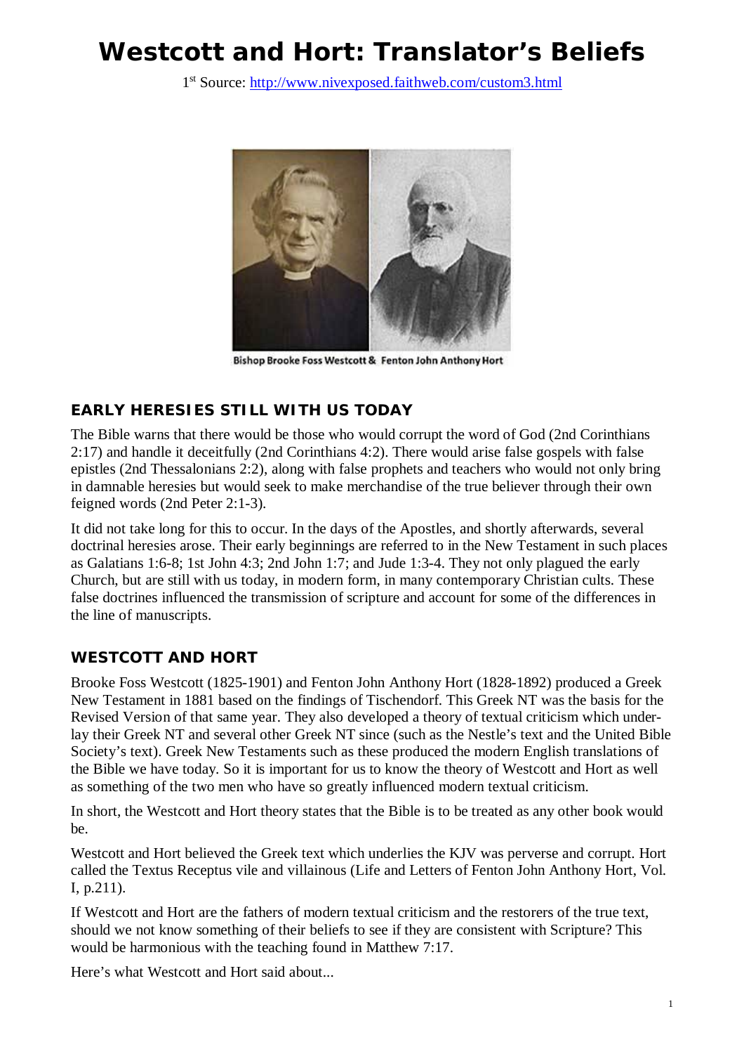# Westcott and Hort: Translator's Beliefs

1st Source: http://www.nivexposed.faithweb.com/custom3.html

Bishop Brooke Foss Westcott & Fenton John Anthony Hort

## EARLY HERESIES STILL WITH US TODAY

The Bible warns that there would be those who would corrupt the word of God (2nd Corinthians 2:17) and handle it deceitfully (2nd Corinthians 4:2). There would arise false gospels with false epistles (2nd Thessalonians 2:2), along with false prophets and teachers who would not only bring in damnable heresies but would seek to make merchandise of the true believer through their own feigned words (2nd Peter 2:1-3).

It did not take long for this to occur. In the days of the Apostles, and shortly afterwards, several doctrinal heresies arose. Their early beginnings are referred to in the New Testament in such places as Galatians 1:6-8; 1st John 4:3; 2nd John 1:7; and Jude 1:3-4. They not only plagued the early Church, but are still with us today, in modern form, in many contemporary Christian cults. These false doctrines influenced the transmission of scripture and account for some of the differences in the line of manuscripts.

## WESTCOTT AND HORT

Brooke Foss Westcott (1825-1901) and Fenton John Anthony Hort (1828-1892) produced a Greek New Testament in 1881 based on the findings of Tischendorf. This Greek NT was the basis for the Revised Version of that same year. They also developed a theory of textual criticism which under-lay their Greek NT and several other Greek NT since (such as the Nestle's text and the United Bible Society's text). Greek New Testaments such as these produced the modern English translations of the Bible we have today. So it is important for us to know the theory of Westcott and Hort as well as something of the two men who have so greatly influenced modern textual criticism.

In short, the Westcott and Hort theory states that the Bible is to be treated as any other book would be.

Westcott and Hort believed the Greek text which underlies the KJV was perverse and corrupt. Hort called the Textus Receptus vile and villainous (Life and Letters of Fenton John Anthony Hort, Vol. I, p.211).

If Westcott and Hort are the fathers of modern textual criticism and the restorers of the true text, should we not know something of their beliefs to see if they are consistent with Scripture? This would be harmonious with the teaching found in Matthew 7:17.

Here's what Westcott and Hort said about...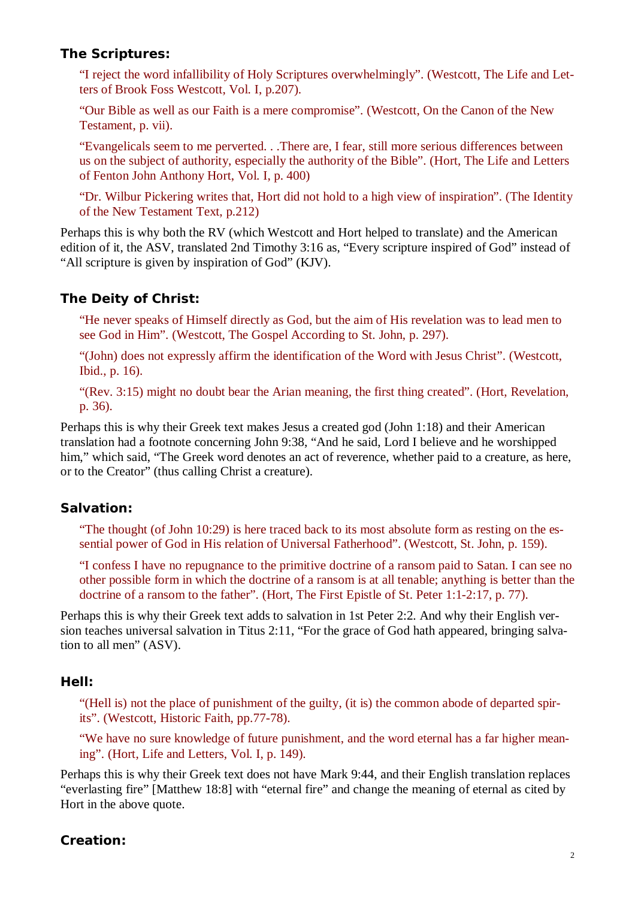### The Scriptures:

> "I reject the word infallibility of Holy Scriptures overwhelmingly". (Westcott, The Life and Letters of Brook Foss Westcott, Vol. I, p.207).
>
> "Our Bible as well as our Faith is a mere compromise". (Westcott, On the Canon of the New Testament, p. vii).
>
> "Evangelicals seem to me perverted. . .There are, I fear, still more serious differences between us on the subject of authority, especially the authority of the Bible". (Hort, The Life and Letters of Fenton John Anthony Hort, Vol. I, p. 400)
>
> "Dr. Wilbur Pickering writes that, Hort did not hold to a high view of inspiration". (The Identity of the New Testament Text, p.212)

Perhaps this is why both the RV (which Westcott and Hort helped to translate) and the American edition of it, the ASV, translated 2nd Timothy 3:16 as, "Every scripture inspired of God" instead of "All scripture is given by inspiration of God" (KJV).

### The Deity of Christ:

> "He never speaks of Himself directly as God, but the aim of His revelation was to lead men to see God in Him". (Westcott, The Gospel According to St. John, p. 297).
>
> "(John) does not expressly affirm the identification of the Word with Jesus Christ". (Westcott, Ibid., p. 16).
>
> "(Rev. 3:15) might no doubt bear the Arian meaning, the first thing created". (Hort, Revelation, p. 36).

Perhaps this is why their Greek text makes Jesus a created god (John 1:18) and their American translation had a footnote concerning John 9:38, "And he said, Lord I believe and he worshipped him," which said, "The Greek word denotes an act of reverence, whether paid to a creature, as here, or to the Creator" (thus calling Christ a creature).

### Salvation:

> "The thought (of John 10:29) is here traced back to its most absolute form as resting on the essential power of God in His relation of Universal Fatherhood". (Westcott, St. John, p. 159).
>
> "I confess I have no repugnance to the primitive doctrine of a ransom paid to Satan. I can see no other possible form in which the doctrine of a ransom is at all tenable; anything is better than the doctrine of a ransom to the father". (Hort, The First Epistle of St. Peter 1:1-2:17, p. 77).

Perhaps this is why their Greek text adds to salvation in 1st Peter 2:2. And why their English version teaches universal salvation in Titus 2:11, "For the grace of God hath appeared, bringing salvation to all men" (ASV).

### Hell:

> "(Hell is) not the place of punishment of the guilty, (it is) the common abode of departed spirits". (Westcott, Historic Faith, pp.77-78).
>
> "We have no sure knowledge of future punishment, and the word eternal has a far higher meaning". (Hort, Life and Letters, Vol. I, p. 149).

Perhaps this is why their Greek text does not have Mark 9:44, and their English translation replaces "everlasting fire" [Matthew 18:8] with "eternal fire" and change the meaning of eternal as cited by Hort in the above quote.

### Creation: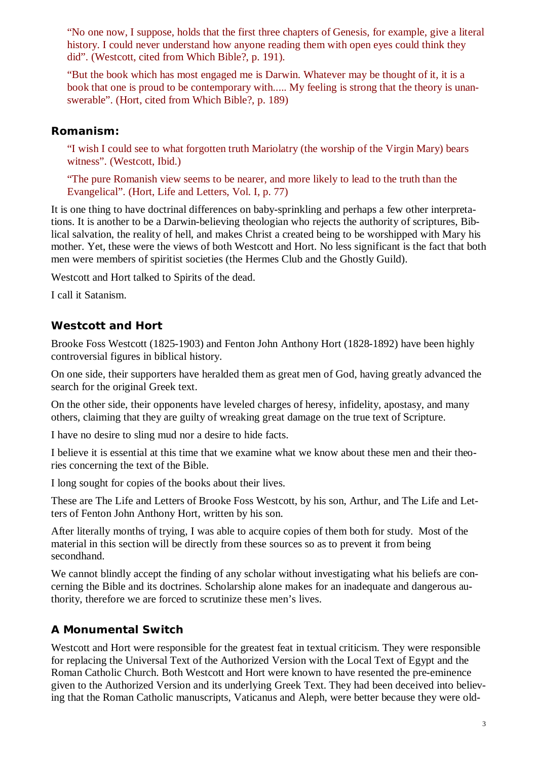"No one now, I suppose, holds that the first three chapters of Genesis, for example, give a literal history. I could never understand how anyone reading them with open eyes could think they did". (Westcott, cited from Which Bible?, p. 191).

"But the book which has most engaged me is Darwin. Whatever may be thought of it, it is a book that one is proud to be contemporary with..... My feeling is strong that the theory is unanswerable". (Hort, cited from Which Bible?, p. 189)

### Romanism:

"I wish I could see to what forgotten truth Mariolatry (the worship of the Virgin Mary) bears witness". (Westcott, Ibid.)

"The pure Romanish view seems to be nearer, and more likely to lead to the truth than the Evangelical". (Hort, Life and Letters, Vol. I, p. 77)

It is one thing to have doctrinal differences on baby-sprinkling and perhaps a few other interpretations. It is another to be a Darwin-believing theologian who rejects the authority of scriptures, Biblical salvation, the reality of hell, and makes Christ a created being to be worshipped with Mary his mother. Yet, these were the views of both Westcott and Hort. No less significant is the fact that both men were members of spiritist societies (the Hermes Club and the Ghostly Guild).

Westcott and Hort talked to Spirits of the dead.

I call it Satanism.

### Westcott and Hort

Brooke Foss Westcott (1825-1903) and Fenton John Anthony Hort (1828-1892) have been highly controversial figures in biblical history.

On one side, their supporters have heralded them as great men of God, having greatly advanced the search for the original Greek text.

On the other side, their opponents have leveled charges of heresy, infidelity, apostasy, and many others, claiming that they are guilty of wreaking great damage on the true text of Scripture.

I have no desire to sling mud nor a desire to hide facts.

I believe it is essential at this time that we examine what we know about these men and their theories concerning the text of the Bible.

I long sought for copies of the books about their lives.

These are The Life and Letters of Brooke Foss Westcott, by his son, Arthur, and The Life and Letters of Fenton John Anthony Hort, written by his son.

After literally months of trying, I was able to acquire copies of them both for study. Most of the material in this section will be directly from these sources so as to prevent it from being secondhand.

We cannot blindly accept the finding of any scholar without investigating what his beliefs are concerning the Bible and its doctrines. Scholarship alone makes for an inadequate and dangerous authority, therefore we are forced to scrutinize these men's lives.

### A Monumental Switch

Westcott and Hort were responsible for the greatest feat in textual criticism. They were responsible for replacing the Universal Text of the Authorized Version with the Local Text of Egypt and the Roman Catholic Church. Both Westcott and Hort were known to have resented the pre-eminence given to the Authorized Version and its underlying Greek Text. They had been deceived into believing that the Roman Catholic manuscripts, Vaticanus and Aleph, were better because they were old-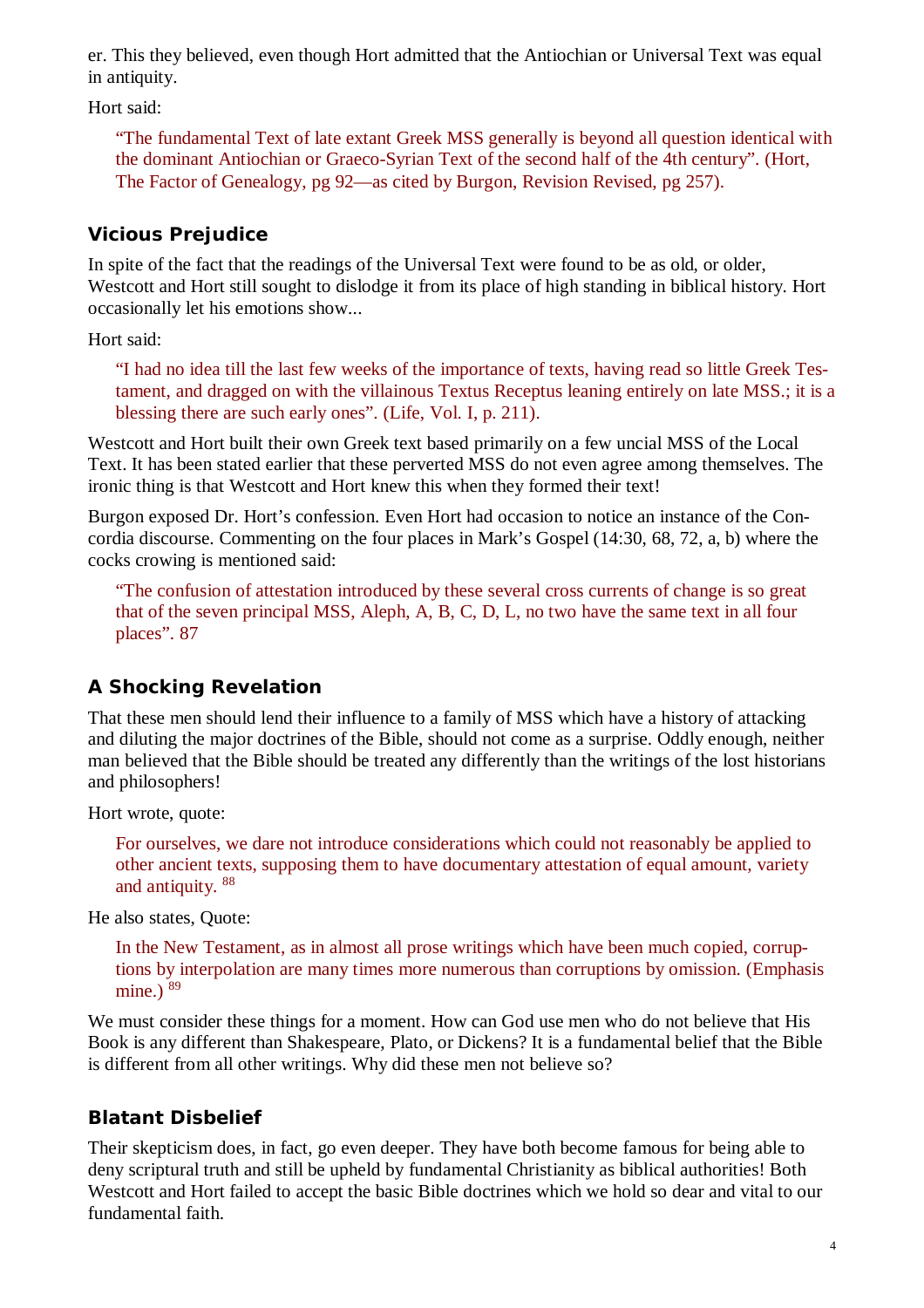er. This they believed, even though Hort admitted that the Antiochian or Universal Text was equal in antiquity.

Hort said:

> "The fundamental Text of late extant Greek MSS generally is beyond all question identical with the dominant Antiochian or Graeco-Syrian Text of the second half of the 4th century". (Hort, The Factor of Genealogy, pg 92—as cited by Burgon, Revision Revised, pg 257).

## Vicious Prejudice

In spite of the fact that the readings of the Universal Text were found to be as old, or older, Westcott and Hort still sought to dislodge it from its place of high standing in biblical history. Hort occasionally let his emotions show...

Hort said:

> "I had no idea till the last few weeks of the importance of texts, having read so little Greek Testament, and dragged on with the villainous Textus Receptus leaning entirely on late MSS.; it is a blessing there are such early ones". (Life, Vol. I, p. 211).

Westcott and Hort built their own Greek text based primarily on a few uncial MSS of the Local Text. It has been stated earlier that these perverted MSS do not even agree among themselves. The ironic thing is that Westcott and Hort knew this when they formed their text!

Burgon exposed Dr. Hort's confession. Even Hort had occasion to notice an instance of the Concordia discourse. Commenting on the four places in Mark's Gospel (14:30, 68, 72, a, b) where the cocks crowing is mentioned said:

> "The confusion of attestation introduced by these several cross currents of change is so great that of the seven principal MSS, Aleph, A, B, C, D, L, no two have the same text in all four places". 87

## A Shocking Revelation

That these men should lend their influence to a family of MSS which have a history of attacking and diluting the major doctrines of the Bible, should not come as a surprise. Oddly enough, neither man believed that the Bible should be treated any differently than the writings of the lost historians and philosophers!

Hort wrote, quote:

> For ourselves, we dare not introduce considerations which could not reasonably be applied to other ancient texts, supposing them to have documentary attestation of equal amount, variety and antiquity. [88]

He also states, Quote:

> In the New Testament, as in almost all prose writings which have been much copied, corruptions by interpolation are many times more numerous than corruptions by omission. (Emphasis mine.) [89]

We must consider these things for a moment. How can God use men who do not believe that His Book is any different than Shakespeare, Plato, or Dickens? It is a fundamental belief that the Bible is different from all other writings. Why did these men not believe so?

## Blatant Disbelief

Their skepticism does, in fact, go even deeper. They have both become famous for being able to deny scriptural truth and still be upheld by fundamental Christianity as biblical authorities! Both Westcott and Hort failed to accept the basic Bible doctrines which we hold so dear and vital to our fundamental faith.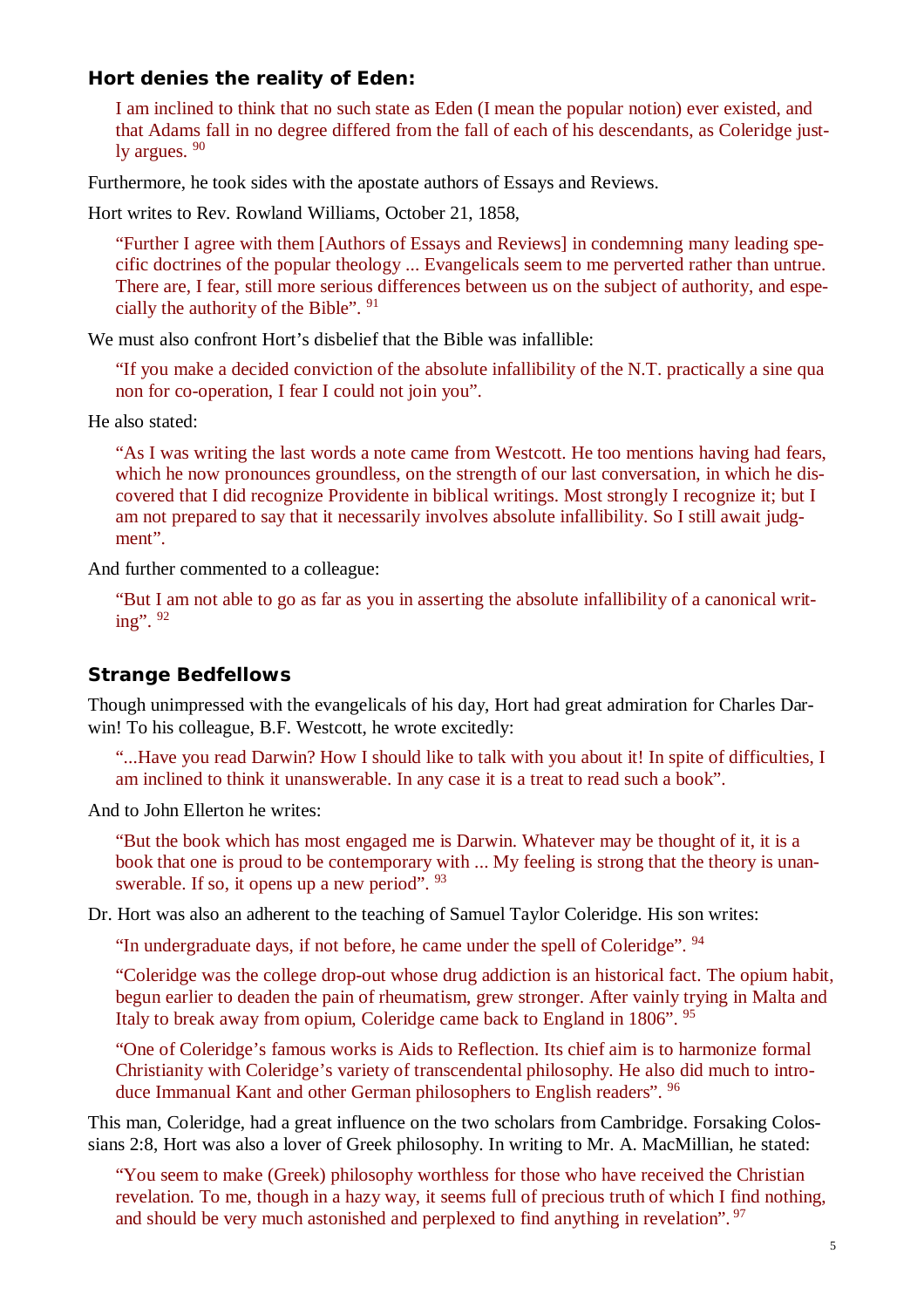### Hort denies the reality of Eden:

> I am inclined to think that no such state as Eden (I mean the popular notion) ever existed, and that Adams fall in no degree differed from the fall of each of his descendants, as Coleridge justly argues. [90]

Furthermore, he took sides with the apostate authors of Essays and Reviews.

Hort writes to Rev. Rowland Williams, October 21, 1858,

> "Further I agree with them [Authors of Essays and Reviews] in condemning many leading specific doctrines of the popular theology ... Evangelicals seem to me perverted rather than untrue. There are, I fear, still more serious differences between us on the subject of authority, and especially the authority of the Bible". [91]

We must also confront Hort's disbelief that the Bible was infallible:

> "If you make a decided conviction of the absolute infallibility of the N.T. practically a sine qua non for co-operation, I fear I could not join you".

He also stated:

> "As I was writing the last words a note came from Westcott. He too mentions having had fears, which he now pronounces groundless, on the strength of our last conversation, in which he discovered that I did recognize Providente in biblical writings. Most strongly I recognize it; but I am not prepared to say that it necessarily involves absolute infallibility. So I still await judgment".

And further commented to a colleague:

> "But I am not able to go as far as you in asserting the absolute infallibility of a canonical writing". [92]

### Strange Bedfellows

Though unimpressed with the evangelicals of his day, Hort had great admiration for Charles Darwin! To his colleague, B.F. Westcott, he wrote excitedly:

> "...Have you read Darwin? How I should like to talk with you about it! In spite of difficulties, I am inclined to think it unanswerable. In any case it is a treat to read such a book".

And to John Ellerton he writes:

> "But the book which has most engaged me is Darwin. Whatever may be thought of it, it is a book that one is proud to be contemporary with ... My feeling is strong that the theory is unanswerable. If so, it opens up a new period". [93]

Dr. Hort was also an adherent to the teaching of Samuel Taylor Coleridge. His son writes:

> "In undergraduate days, if not before, he came under the spell of Coleridge". [94]

> "Coleridge was the college drop-out whose drug addiction is an historical fact. The opium habit, begun earlier to deaden the pain of rheumatism, grew stronger. After vainly trying in Malta and Italy to break away from opium, Coleridge came back to England in 1806". [95]

> "One of Coleridge's famous works is Aids to Reflection. Its chief aim is to harmonize formal Christianity with Coleridge's variety of transcendental philosophy. He also did much to introduce Immanual Kant and other German philosophers to English readers". [96]

This man, Coleridge, had a great influence on the two scholars from Cambridge. Forsaking Colossians 2:8, Hort was also a lover of Greek philosophy. In writing to Mr. A. MacMillian, he stated:

> "You seem to make (Greek) philosophy worthless for those who have received the Christian revelation. To me, though in a hazy way, it seems full of precious truth of which I find nothing, and should be very much astonished and perplexed to find anything in revelation". [97]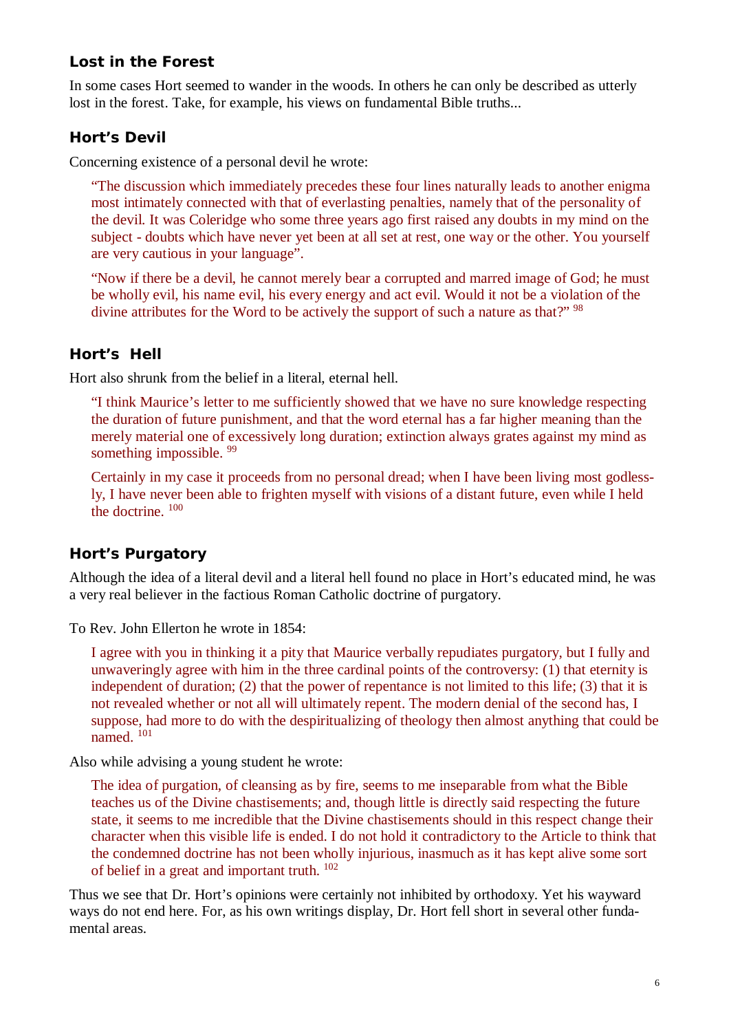## Lost in the Forest

In some cases Hort seemed to wander in the woods. In others he can only be described as utterly lost in the forest. Take, for example, his views on fundamental Bible truths...

## Hort's Devil

Concerning existence of a personal devil he wrote:

> "The discussion which immediately precedes these four lines naturally leads to another enigma most intimately connected with that of everlasting penalties, namely that of the personality of the devil. It was Coleridge who some three years ago first raised any doubts in my mind on the subject - doubts which have never yet been at all set at rest, one way or the other. You yourself are very cautious in your language".
>
> "Now if there be a devil, he cannot merely bear a corrupted and marred image of God; he must be wholly evil, his name evil, his every energy and act evil. Would it not be a violation of the divine attributes for the Word to be actively the support of such a nature as that?" [98]

## Hort's Hell

Hort also shrunk from the belief in a literal, eternal hell.

> "I think Maurice's letter to me sufficiently showed that we have no sure knowledge respecting the duration of future punishment, and that the word eternal has a far higher meaning than the merely material one of excessively long duration; extinction always grates against my mind as something impossible. [99]
>
> Certainly in my case it proceeds from no personal dread; when I have been living most godlessly, I have never been able to frighten myself with visions of a distant future, even while I held the doctrine. [100]

## Hort's Purgatory

Although the idea of a literal devil and a literal hell found no place in Hort's educated mind, he was a very real believer in the factious Roman Catholic doctrine of purgatory.

To Rev. John Ellerton he wrote in 1854:

> I agree with you in thinking it a pity that Maurice verbally repudiates purgatory, but I fully and unwaveringly agree with him in the three cardinal points of the controversy: (1) that eternity is independent of duration; (2) that the power of repentance is not limited to this life; (3) that it is not revealed whether or not all will ultimately repent. The modern denial of the second has, I suppose, had more to do with the despiritualizing of theology then almost anything that could be named. [101]

Also while advising a young student he wrote:

> The idea of purgation, of cleansing as by fire, seems to me inseparable from what the Bible teaches us of the Divine chastisements; and, though little is directly said respecting the future state, it seems to me incredible that the Divine chastisements should in this respect change their character when this visible life is ended. I do not hold it contradictory to the Article to think that the condemned doctrine has not been wholly injurious, inasmuch as it has kept alive some sort of belief in a great and important truth. [102]

Thus we see that Dr. Hort's opinions were certainly not inhibited by orthodoxy. Yet his wayward ways do not end here. For, as his own writings display, Dr. Hort fell short in several other fundamental areas.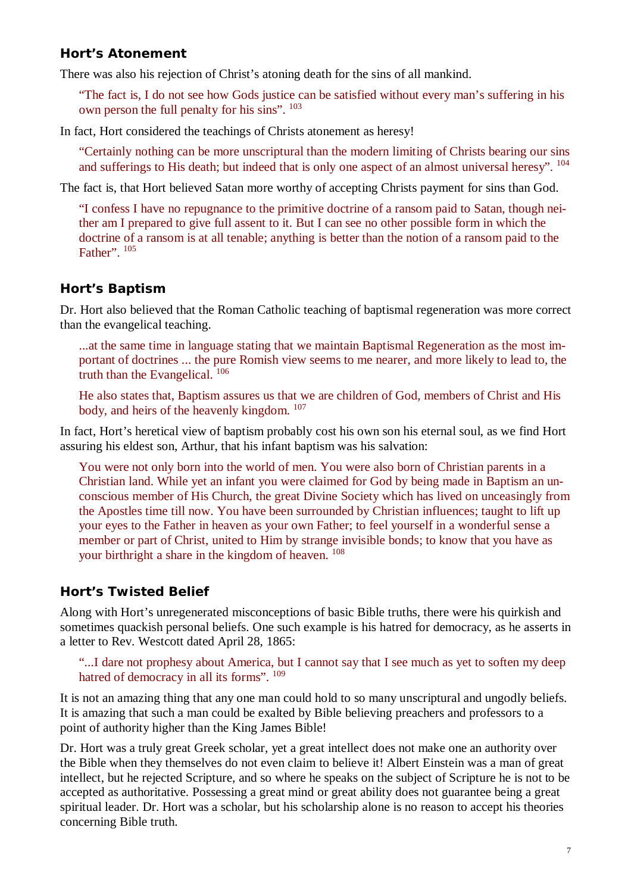### Hort's Atonement

There was also his rejection of Christ's atoning death for the sins of all mankind.

> "The fact is, I do not see how Gods justice can be satisfied without every man's suffering in his own person the full penalty for his sins". [103]

In fact, Hort considered the teachings of Christs atonement as heresy!

> "Certainly nothing can be more unscriptural than the modern limiting of Christs bearing our sins and sufferings to His death; but indeed that is only one aspect of an almost universal heresy". [104]

The fact is, that Hort believed Satan more worthy of accepting Christs payment for sins than God.

> "I confess I have no repugnance to the primitive doctrine of a ransom paid to Satan, though neither am I prepared to give full assent to it. But I can see no other possible form in which the doctrine of a ransom is at all tenable; anything is better than the notion of a ransom paid to the Father". [105]

### Hort's Baptism

Dr. Hort also believed that the Roman Catholic teaching of baptismal regeneration was more correct than the evangelical teaching.

> ...at the same time in language stating that we maintain Baptismal Regeneration as the most important of doctrines ... the pure Romish view seems to me nearer, and more likely to lead to, the truth than the Evangelical. [106]

> He also states that, Baptism assures us that we are children of God, members of Christ and His body, and heirs of the heavenly kingdom. [107]

In fact, Hort's heretical view of baptism probably cost his own son his eternal soul, as we find Hort assuring his eldest son, Arthur, that his infant baptism was his salvation:

> You were not only born into the world of men. You were also born of Christian parents in a Christian land. While yet an infant you were claimed for God by being made in Baptism an unconscious member of His Church, the great Divine Society which has lived on unceasingly from the Apostles time till now. You have been surrounded by Christian influences; taught to lift up your eyes to the Father in heaven as your own Father; to feel yourself in a wonderful sense a member or part of Christ, united to Him by strange invisible bonds; to know that you have as your birthright a share in the kingdom of heaven. [108]

### Hort's Twisted Belief

Along with Hort's unregenerated misconceptions of basic Bible truths, there were his quirkish and sometimes quackish personal beliefs. One such example is his hatred for democracy, as he asserts in a letter to Rev. Westcott dated April 28, 1865:

> "...I dare not prophesy about America, but I cannot say that I see much as yet to soften my deep hatred of democracy in all its forms". [109]

It is not an amazing thing that any one man could hold to so many unscriptural and ungodly beliefs. It is amazing that such a man could be exalted by Bible believing preachers and professors to a point of authority higher than the King James Bible!

Dr. Hort was a truly great Greek scholar, yet a great intellect does not make one an authority over the Bible when they themselves do not even claim to believe it! Albert Einstein was a man of great intellect, but he rejected Scripture, and so where he speaks on the subject of Scripture he is not to be accepted as authoritative. Possessing a great mind or great ability does not guarantee being a great spiritual leader. Dr. Hort was a scholar, but his scholarship alone is no reason to accept his theories concerning Bible truth.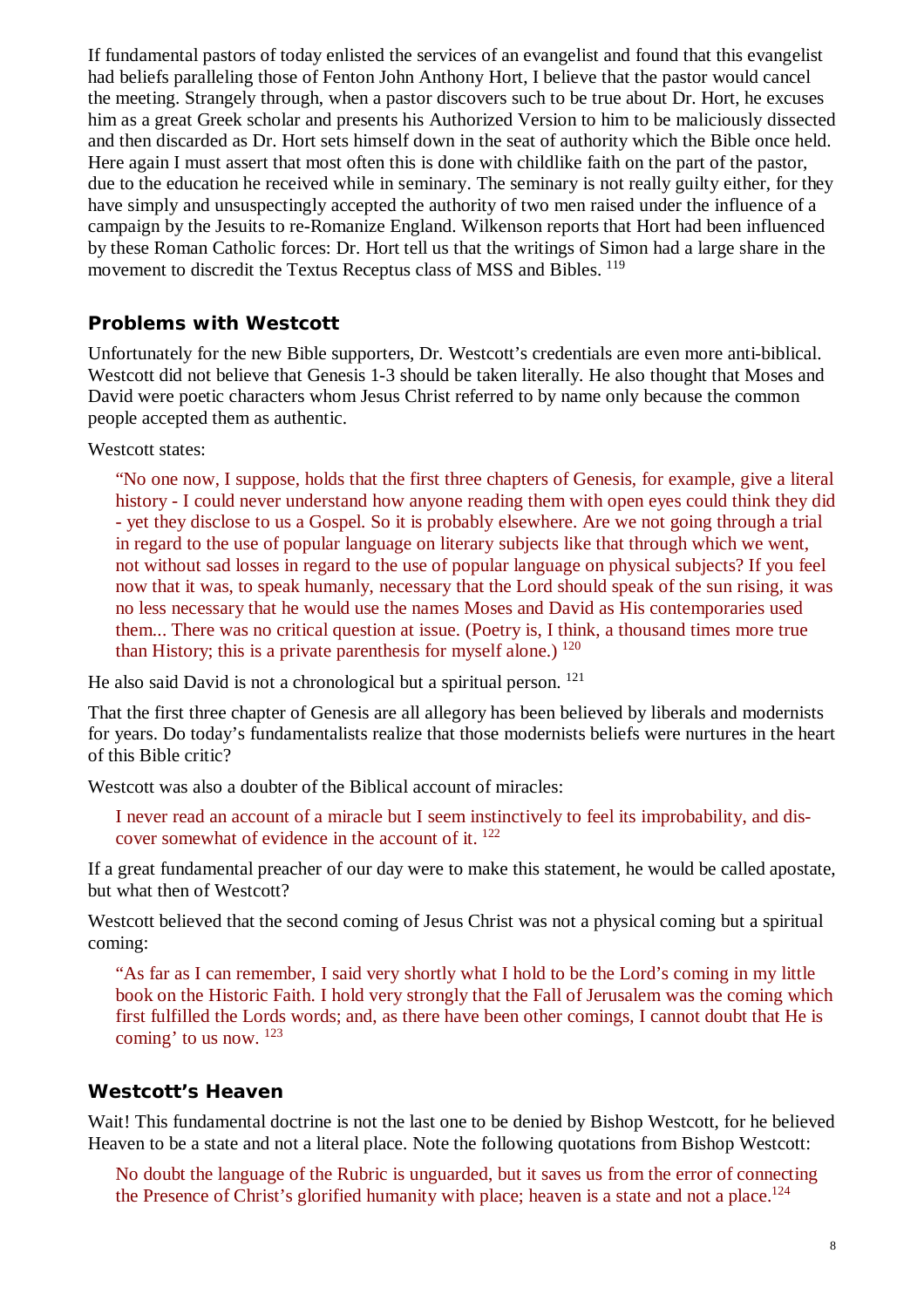If fundamental pastors of today enlisted the services of an evangelist and found that this evangelist had beliefs paralleling those of Fenton John Anthony Hort, I believe that the pastor would cancel the meeting. Strangely through, when a pastor discovers such to be true about Dr. Hort, he excuses him as a great Greek scholar and presents his Authorized Version to him to be maliciously dissected and then discarded as Dr. Hort sets himself down in the seat of authority which the Bible once held. Here again I must assert that most often this is done with childlike faith on the part of the pastor, due to the education he received while in seminary. The seminary is not really guilty either, for they have simply and unsuspectingly accepted the authority of two men raised under the influence of a campaign by the Jesuits to re-Romanize England. Wilkenson reports that Hort had been influenced by these Roman Catholic forces: Dr. Hort tell us that the writings of Simon had a large share in the movement to discredit the Textus Receptus class of MSS and Bibles. [119]

## Problems with Westcott

Unfortunately for the new Bible supporters, Dr. Westcott's credentials are even more anti-biblical. Westcott did not believe that Genesis 1-3 should be taken literally. He also thought that Moses and David were poetic characters whom Jesus Christ referred to by name only because the common people accepted them as authentic.

Westcott states:

> "No one now, I suppose, holds that the first three chapters of Genesis, for example, give a literal history - I could never understand how anyone reading them with open eyes could think they did - yet they disclose to us a Gospel. So it is probably elsewhere. Are we not going through a trial in regard to the use of popular language on literary subjects like that through which we went, not without sad losses in regard to the use of popular language on physical subjects? If you feel now that it was, to speak humanly, necessary that the Lord should speak of the sun rising, it was no less necessary that he would use the names Moses and David as His contemporaries used them... There was no critical question at issue. (Poetry is, I think, a thousand times more true than History; this is a private parenthesis for myself alone.) [120]

He also said David is not a chronological but a spiritual person. [121]

That the first three chapter of Genesis are all allegory has been believed by liberals and modernists for years. Do today's fundamentalists realize that those modernists beliefs were nurtures in the heart of this Bible critic?

Westcott was also a doubter of the Biblical account of miracles:

> I never read an account of a miracle but I seem instinctively to feel its improbability, and discover somewhat of evidence in the account of it. [122]

If a great fundamental preacher of our day were to make this statement, he would be called apostate, but what then of Westcott?

Westcott believed that the second coming of Jesus Christ was not a physical coming but a spiritual coming:

> "As far as I can remember, I said very shortly what I hold to be the Lord's coming in my little book on the Historic Faith. I hold very strongly that the Fall of Jerusalem was the coming which first fulfilled the Lords words; and, as there have been other comings, I cannot doubt that He is coming' to us now. [123]

## Westcott's Heaven

Wait! This fundamental doctrine is not the last one to be denied by Bishop Westcott, for he believed Heaven to be a state and not a literal place. Note the following quotations from Bishop Westcott:

> No doubt the language of the Rubric is unguarded, but it saves us from the error of connecting the Presence of Christ's glorified humanity with place; heaven is a state and not a place.[124]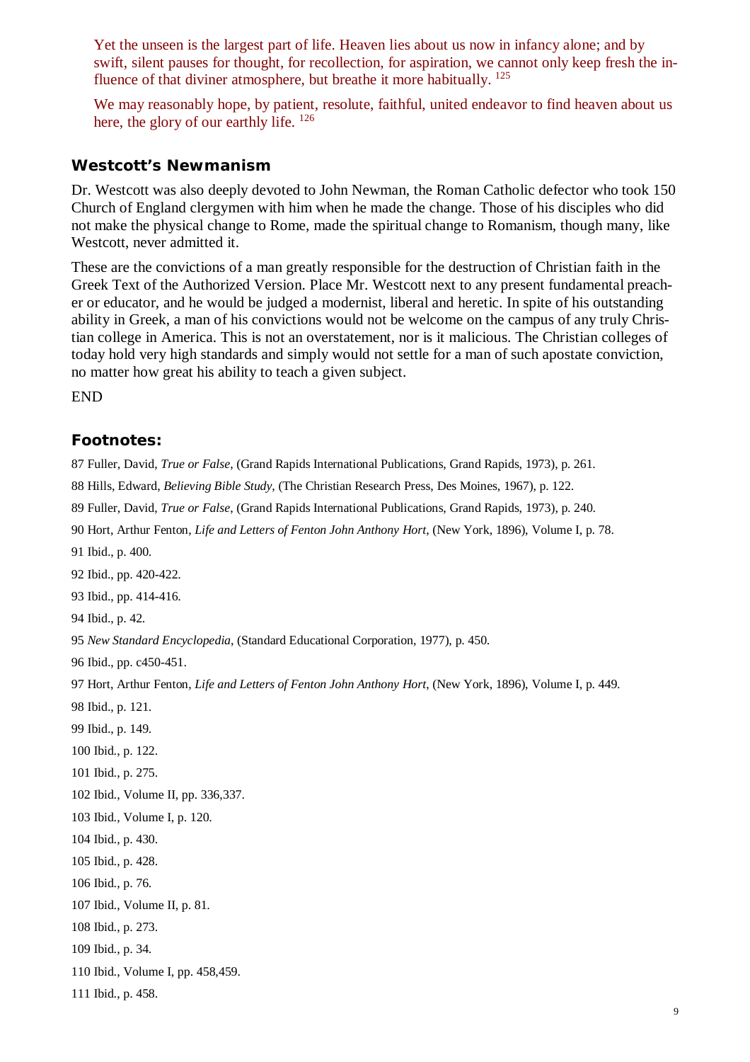Yet the unseen is the largest part of life. Heaven lies about us now in infancy alone; and by swift, silent pauses for thought, for recollection, for aspiration, we cannot only keep fresh the influence of that diviner atmosphere, but breathe it more habitually. [125]

We may reasonably hope, by patient, resolute, faithful, united endeavor to find heaven about us here, the glory of our earthly life. [126]

### Westcott's Newmanism

Dr. Westcott was also deeply devoted to John Newman, the Roman Catholic defector who took 150 Church of England clergymen with him when he made the change. Those of his disciples who did not make the physical change to Rome, made the spiritual change to Romanism, though many, like Westcott, never admitted it.

These are the convictions of a man greatly responsible for the destruction of Christian faith in the Greek Text of the Authorized Version. Place Mr. Westcott next to any present fundamental preacher or educator, and he would be judged a modernist, liberal and heretic. In spite of his outstanding ability in Greek, a man of his convictions would not be welcome on the campus of any truly Christian college in America. This is not an overstatement, nor is it malicious. The Christian colleges of today hold very high standards and simply would not settle for a man of such apostate conviction, no matter how great his ability to teach a given subject.

END

### Footnotes:

87 Fuller, David, *True or False*, (Grand Rapids International Publications, Grand Rapids, 1973), p. 261.

88 Hills, Edward, *Believing Bible Study*, (The Christian Research Press, Des Moines, 1967), p. 122.

89 Fuller, David, *True or False*, (Grand Rapids International Publications, Grand Rapids, 1973), p. 240.

90 Hort, Arthur Fenton, *Life and Letters of Fenton John Anthony Hort*, (New York, 1896), Volume I, p. 78.

91 Ibid., p. 400.

92 Ibid., pp. 420-422.

93 Ibid., pp. 414-416.

94 Ibid., p. 42.

95 *New Standard Encyclopedia*, (Standard Educational Corporation, 1977), p. 450.

96 Ibid., pp. c450-451.

97 Hort, Arthur Fenton, *Life and Letters of Fenton John Anthony Hort*, (New York, 1896), Volume I, p. 449.

98 Ibid., p. 121.

99 Ibid., p. 149.

100 Ibid., p. 122.

101 Ibid., p. 275.

102 Ibid., Volume II, pp. 336,337.

103 Ibid., Volume I, p. 120.

104 Ibid., p. 430.

105 Ibid., p. 428.

106 Ibid., p. 76.

107 Ibid., Volume II, p. 81.

108 Ibid., p. 273.

109 Ibid., p. 34.

110 Ibid., Volume I, pp. 458,459.

111 Ibid., p. 458.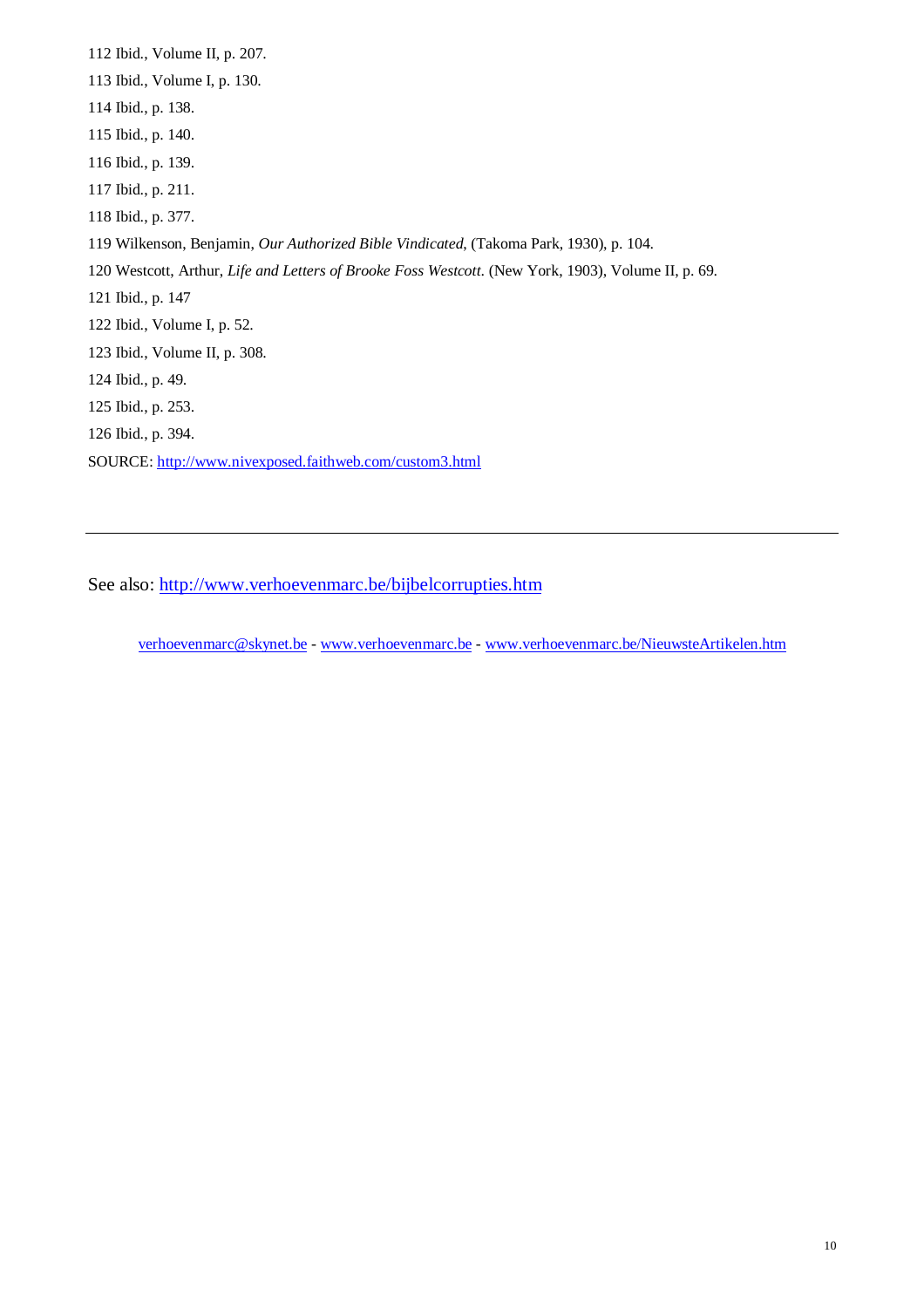112 Ibid., Volume II, p. 207.

113 Ibid., Volume I, p. 130.

114 Ibid., p. 138.

115 Ibid., p. 140.

116 Ibid., p. 139.

117 Ibid., p. 211.

118 Ibid., p. 377.

119 Wilkenson, Benjamin, *Our Authorized Bible Vindicated,* (Takoma Park, 1930), p. 104.

120 Westcott, Arthur, *Life and Letters of Brooke Foss Westcott.* (New York, 1903), Volume II, p. 69.

121 Ibid., p. 147

122 Ibid., Volume I, p. 52.

123 Ibid., Volume II, p. 308.

124 Ibid., p. 49.

125 Ibid., p. 253.

126 Ibid., p. 394.

SOURCE: http://www.nivexposed.faithweb.com/custom3.html

---

See also: http://www.verhoevenmarc.be/bijbelcorrupties.htm

verhoevenmarc@skynet.be - www.verhoevenmarc.be - www.verhoevenmarc.be/NieuwsteArtikelen.htm